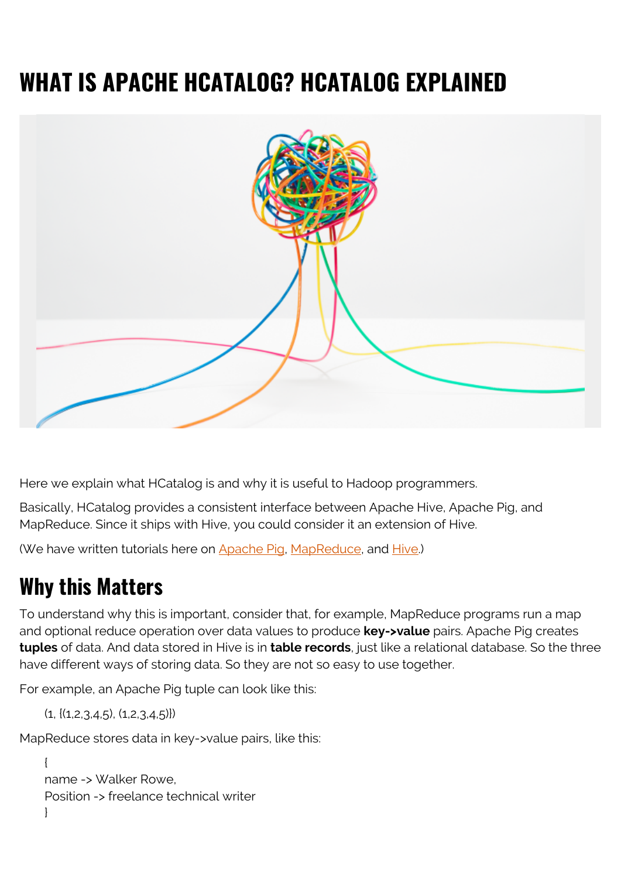# WHAT IS APACHE HCATALOG? HCATALOG EXPLAINED

Here we explain what HCatalog is and why it is useful to Hadoop programmers.

Basically, HCatalog provides a consistent interface between Apache Hive, Apache Pig, and MapReduce. Since it ships with Hive, you could consider it an extension of Hive.

(We have written tutorials here on Apache Pig, MapReduce, and Hive.)

## Why this Matters

To understand why this is important, consider that, for example, MapReduce programs run a map and optional reduce operation over data values to produce **key->value** pairs. Apache Pig creates **tuples** of data. And data stored in Hive is in **table records**, just like a relational database. So the three have different ways of storing data. So they are not so easy to use together.

For example, an Apache Pig tuple can look like this:

```
(1, {(1,2,3,4,5), (1,2,3,4,5)})
```

MapReduce stores data in key->value pairs, like this:

```
{
name -> Walker Rowe,
Position -> freelance technical writer
}
```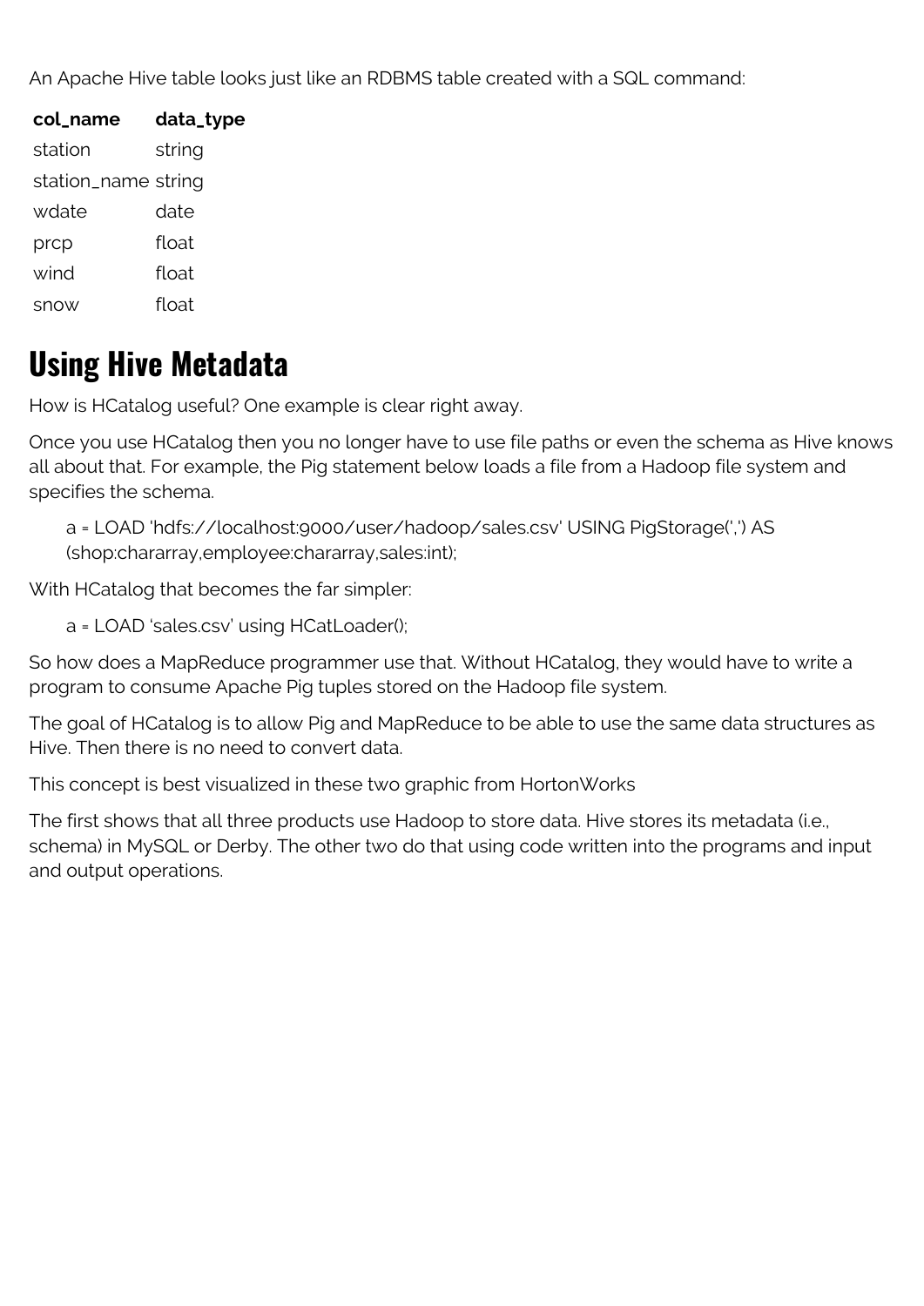An Apache Hive table looks just like an RDBMS table created with a SQL command:

| col_name | data_type |
|---|---|
| station | string |
| station_name | string |
| wdate | date |
| prcp | float |
| wind | float |
| snow | float |

## Using Hive Metadata

How is HCatalog useful? One example is clear right away.

Once you use HCatalog then you no longer have to use file paths or even the schema as Hive knows all about that. For example, the Pig statement below loads a file from a Hadoop file system and specifies the schema.

```
a = LOAD 'hdfs://localhost:9000/user/hadoop/sales.csv' USING PigStorage(',') AS (shop:chararray,employee:chararray,sales:int);
```

With HCatalog that becomes the far simpler:

```
a = LOAD 'sales.csv' using HCatLoader();
```

So how does a MapReduce programmer use that. Without HCatalog, they would have to write a program to consume Apache Pig tuples stored on the Hadoop file system.

The goal of HCatalog is to allow Pig and MapReduce to be able to use the same data structures as Hive. Then there is no need to convert data.

This concept is best visualized in these two graphic from HortonWorks

The first shows that all three products use Hadoop to store data. Hive stores its metadata (i.e., schema) in MySQL or Derby. The other two do that using code written into the programs and input and output operations.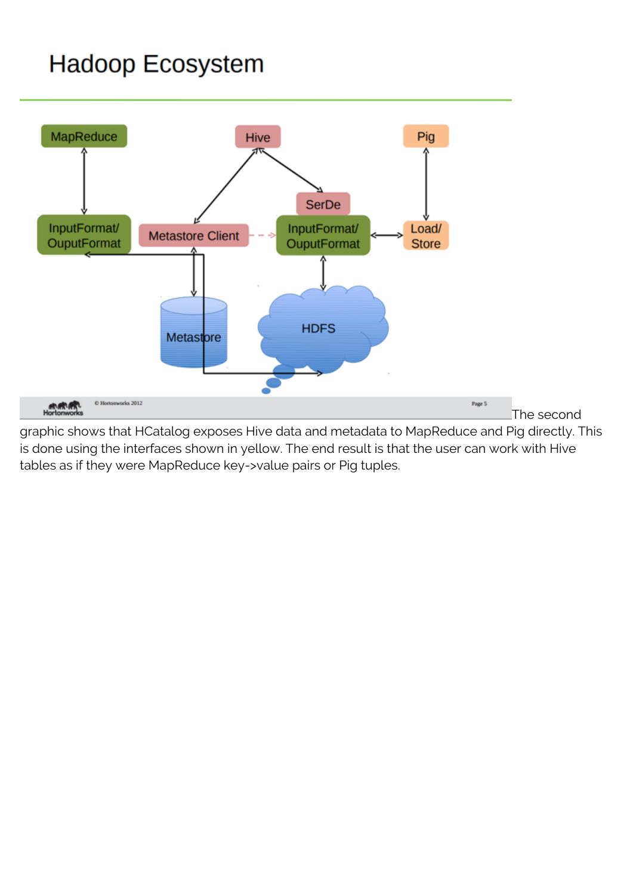The second graphic shows that HCatalog exposes Hive data and metadata to MapReduce and Pig directly. This is done using the interfaces shown in yellow. The end result is that the user can work with Hive tables as if they were MapReduce key->value pairs or Pig tuples.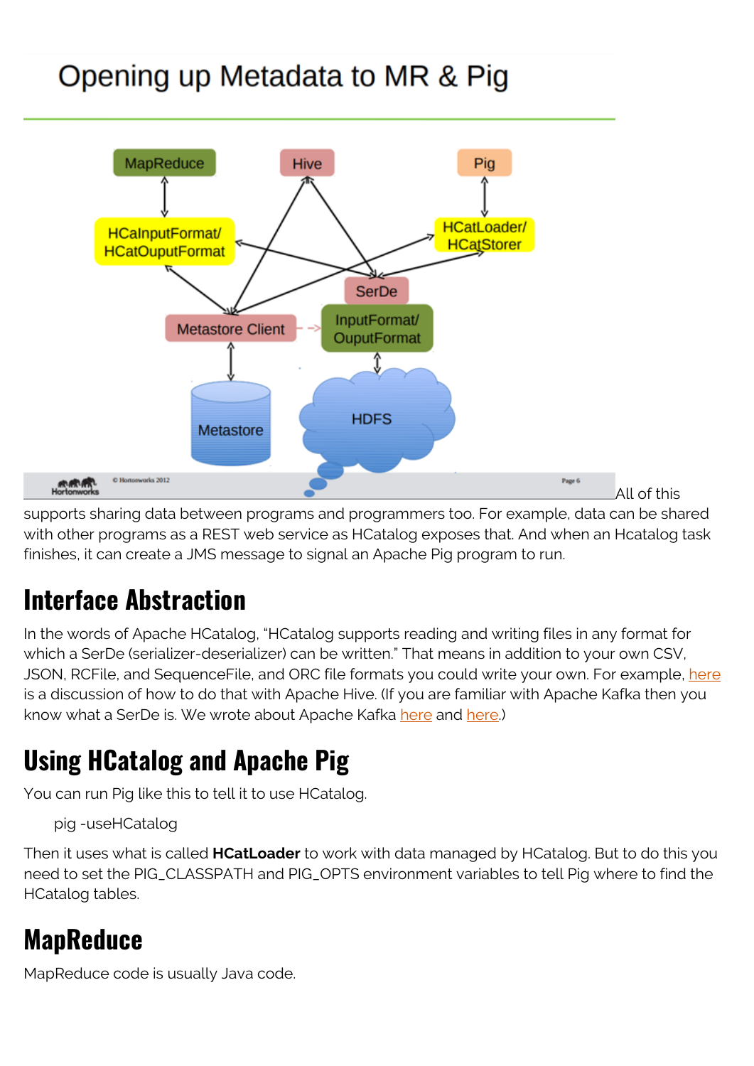All of this supports sharing data between programs and programmers too. For example, data can be shared with other programs as a REST web service as HCatalog exposes that. And when an Hcatalog task finishes, it can create a JMS message to signal an Apache Pig program to run.

## Interface Abstraction

In the words of Apache HCatalog, "HCatalog supports reading and writing files in any format for which a SerDe (serializer-deserializer) can be written." That means in addition to your own CSV, JSON, RCFile, and SequenceFile, and ORC file formats you could write your own. For example, here is a discussion of how to do that with Apache Hive. (If you are familiar with Apache Kafka then you know what a SerDe is. We wrote about Apache Kafka here and here.)

## Using HCatalog and Apache Pig

You can run Pig like this to tell it to use HCatalog.

```
pig -useHCatalog
```

Then it uses what is called **HCatLoader** to work with data managed by HCatalog. But to do this you need to set the PIG_CLASSPATH and PIG_OPTS environment variables to tell Pig where to find the HCatalog tables.

## MapReduce

MapReduce code is usually Java code.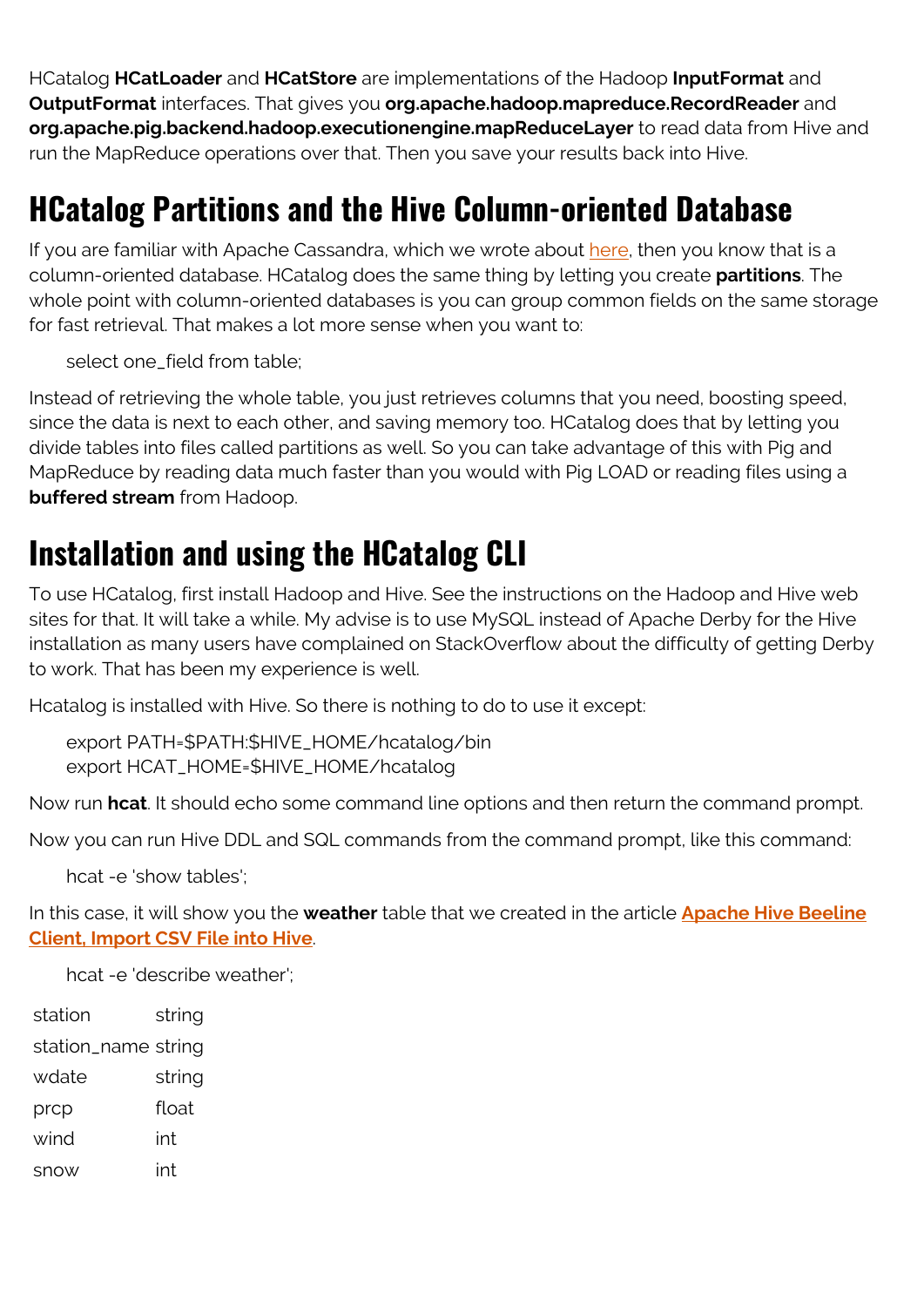HCatalog **HCatLoader** and **HCatStore** are implementations of the Hadoop **InputFormat** and **OutputFormat** interfaces. That gives you **org.apache.hadoop.mapreduce.RecordReader** and **org.apache.pig.backend.hadoop.executionengine.mapReduceLayer** to read data from Hive and run the MapReduce operations over that. Then you save your results back into Hive.

# HCatalog Partitions and the Hive Column-oriented Database

If you are familiar with Apache Cassandra, which we wrote about here, then you know that is a column-oriented database. HCatalog does the same thing by letting you create **partitions**. The whole point with column-oriented databases is you can group common fields on the same storage for fast retrieval. That makes a lot more sense when you want to:

```
select one_field from table;
```

Instead of retrieving the whole table, you just retrieves columns that you need, boosting speed, since the data is next to each other, and saving memory too. HCatalog does that by letting you divide tables into files called partitions as well. So you can take advantage of this with Pig and MapReduce by reading data much faster than you would with Pig LOAD or reading files using a **buffered stream** from Hadoop.

# Installation and using the HCatalog CLI

To use HCatalog, first install Hadoop and Hive. See the instructions on the Hadoop and Hive web sites for that. It will take a while. My advise is to use MySQL instead of Apache Derby for the Hive installation as many users have complained on StackOverflow about the difficulty of getting Derby to work. That has been my experience is well.

Hcatalog is installed with Hive. So there is nothing to do to use it except:

```
export PATH=$PATH:$HIVE_HOME/hcatalog/bin
export HCAT_HOME=$HIVE_HOME/hcatalog
```

Now run **hcat**. It should echo some command line options and then return the command prompt.

Now you can run Hive DDL and SQL commands from the command prompt, like this command:

```
hcat -e 'show tables';
```

In this case, it will show you the **weather** table that we created in the article **Apache Hive Beeline Client, Import CSV File into Hive**.

```
hcat -e 'describe weather';
```

| | |
|---|---|
| station | string |
| station_name | string |
| wdate | string |
| prcp | float |
| wind | int |
| snow | int |